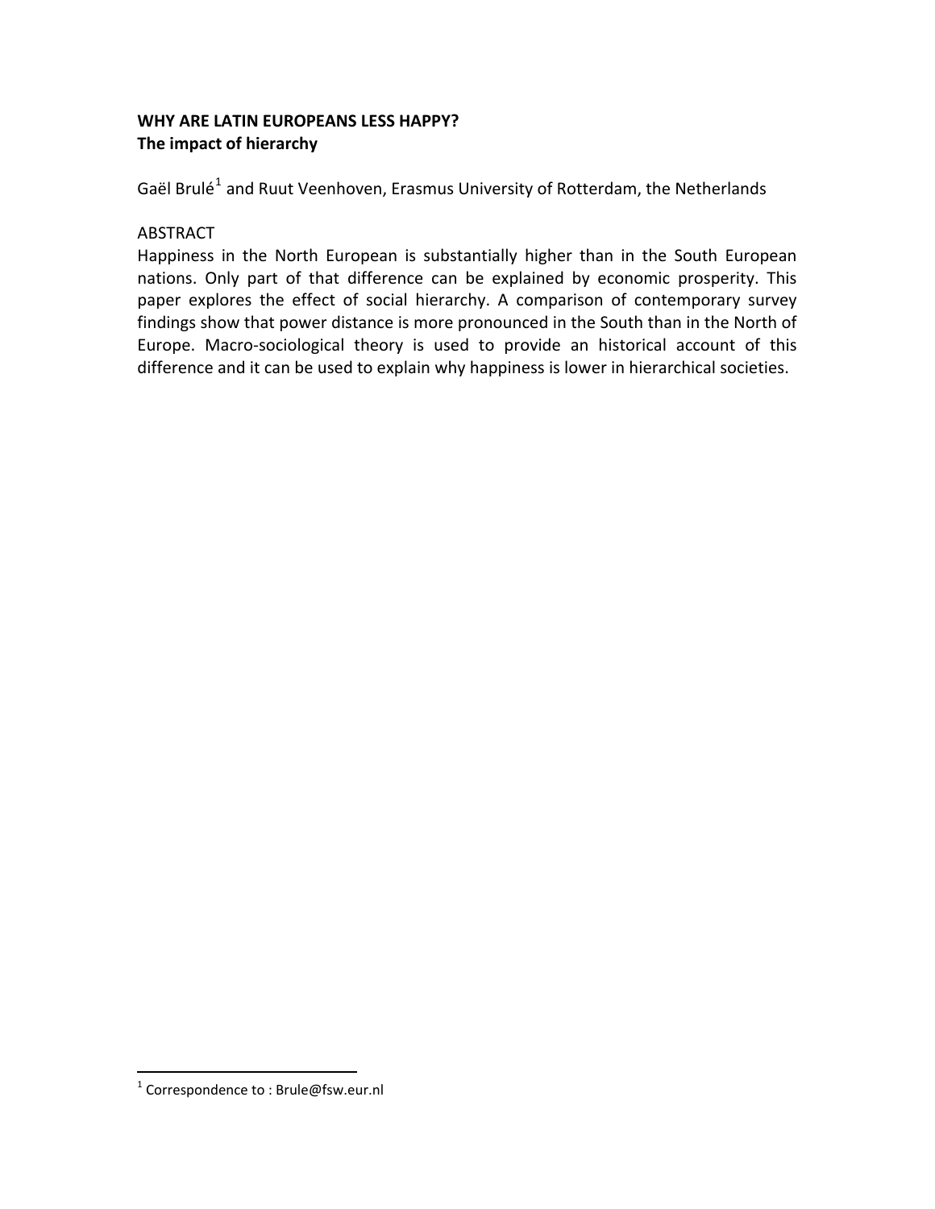**WHY ARE LATIN EUROPEANS LESS HAPPY?**
**The impact of hierarchy**

Gaël Brulé[1] and Ruut Veenhoven, Erasmus University of Rotterdam, the Netherlands

ABSTRACT

Happiness in the North European is substantially higher than in the South European nations. Only part of that difference can be explained by economic prosperity. This paper explores the effect of social hierarchy. A comparison of contemporary survey findings show that power distance is more pronounced in the South than in the North of Europe. Macro-sociological theory is used to provide an historical account of this difference and it can be used to explain why happiness is lower in hierarchical societies.

[1] Correspondence to : Brule@fsw.eur.nl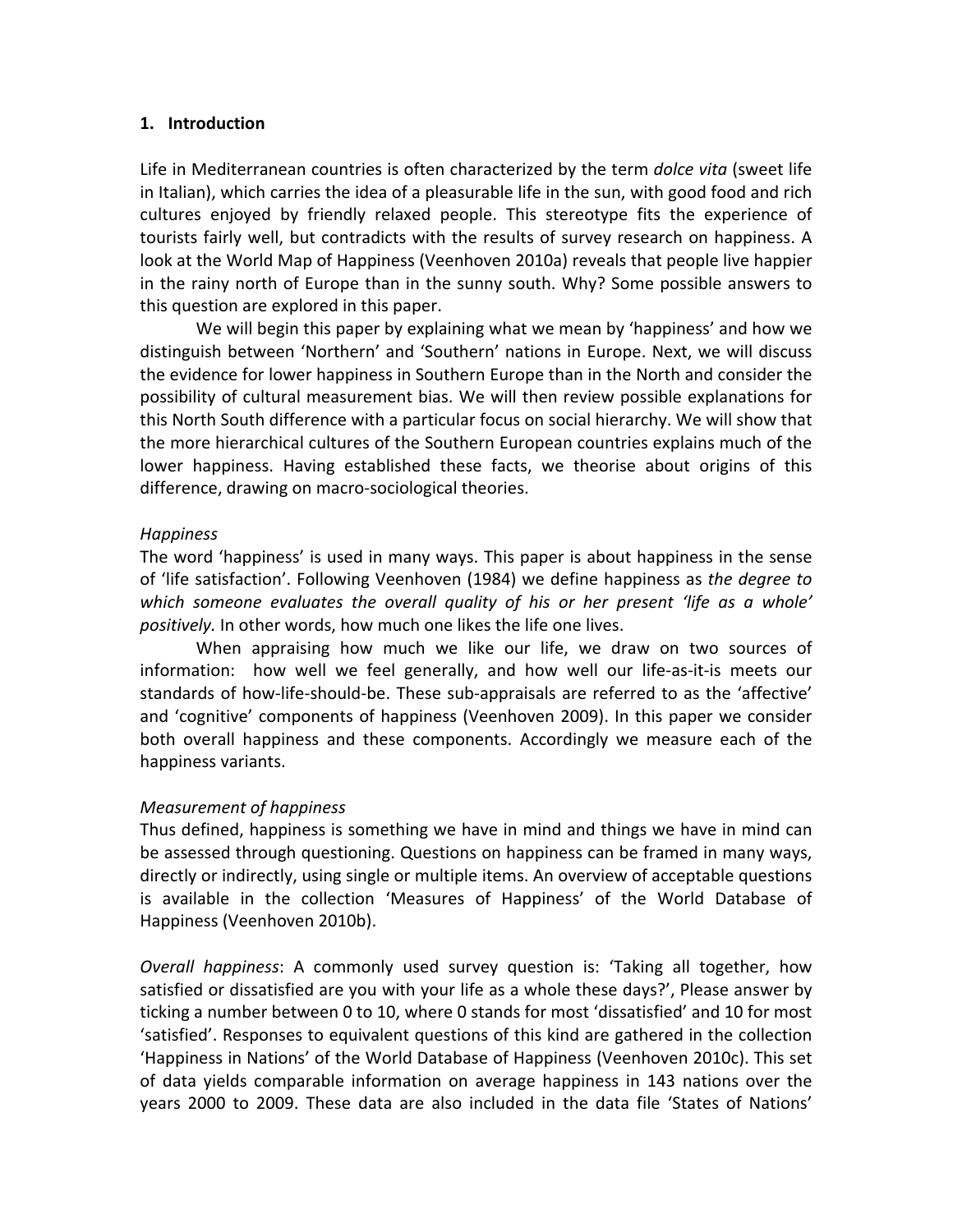## 1. Introduction

Life in Mediterranean countries is often characterized by the term *dolce vita* (sweet life in Italian), which carries the idea of a pleasurable life in the sun, with good food and rich cultures enjoyed by friendly relaxed people. This stereotype fits the experience of tourists fairly well, but contradicts with the results of survey research on happiness. A look at the World Map of Happiness (Veenhoven 2010a) reveals that people live happier in the rainy north of Europe than in the sunny south. Why? Some possible answers to this question are explored in this paper.

We will begin this paper by explaining what we mean by 'happiness' and how we distinguish between 'Northern' and 'Southern' nations in Europe. Next, we will discuss the evidence for lower happiness in Southern Europe than in the North and consider the possibility of cultural measurement bias. We will then review possible explanations for this North South difference with a particular focus on social hierarchy. We will show that the more hierarchical cultures of the Southern European countries explains much of the lower happiness. Having established these facts, we theorise about origins of this difference, drawing on macro-sociological theories.

### *Happiness*

The word 'happiness' is used in many ways. This paper is about happiness in the sense of 'life satisfaction'. Following Veenhoven (1984) we define happiness as *the degree to which someone evaluates the overall quality of his or her present 'life as a whole' positively.* In other words, how much one likes the life one lives.

When appraising how much we like our life, we draw on two sources of information: how well we feel generally, and how well our life-as-it-is meets our standards of how-life-should-be. These sub-appraisals are referred to as the 'affective' and 'cognitive' components of happiness (Veenhoven 2009). In this paper we consider both overall happiness and these components. Accordingly we measure each of the happiness variants.

### *Measurement of happiness*

Thus defined, happiness is something we have in mind and things we have in mind can be assessed through questioning. Questions on happiness can be framed in many ways, directly or indirectly, using single or multiple items. An overview of acceptable questions is available in the collection 'Measures of Happiness' of the World Database of Happiness (Veenhoven 2010b).

*Overall happiness*: A commonly used survey question is: 'Taking all together, how satisfied or dissatisfied are you with your life as a whole these days?', Please answer by ticking a number between 0 to 10, where 0 stands for most 'dissatisfied' and 10 for most 'satisfied'. Responses to equivalent questions of this kind are gathered in the collection 'Happiness in Nations' of the World Database of Happiness (Veenhoven 2010c). This set of data yields comparable information on average happiness in 143 nations over the years 2000 to 2009. These data are also included in the data file 'States of Nations'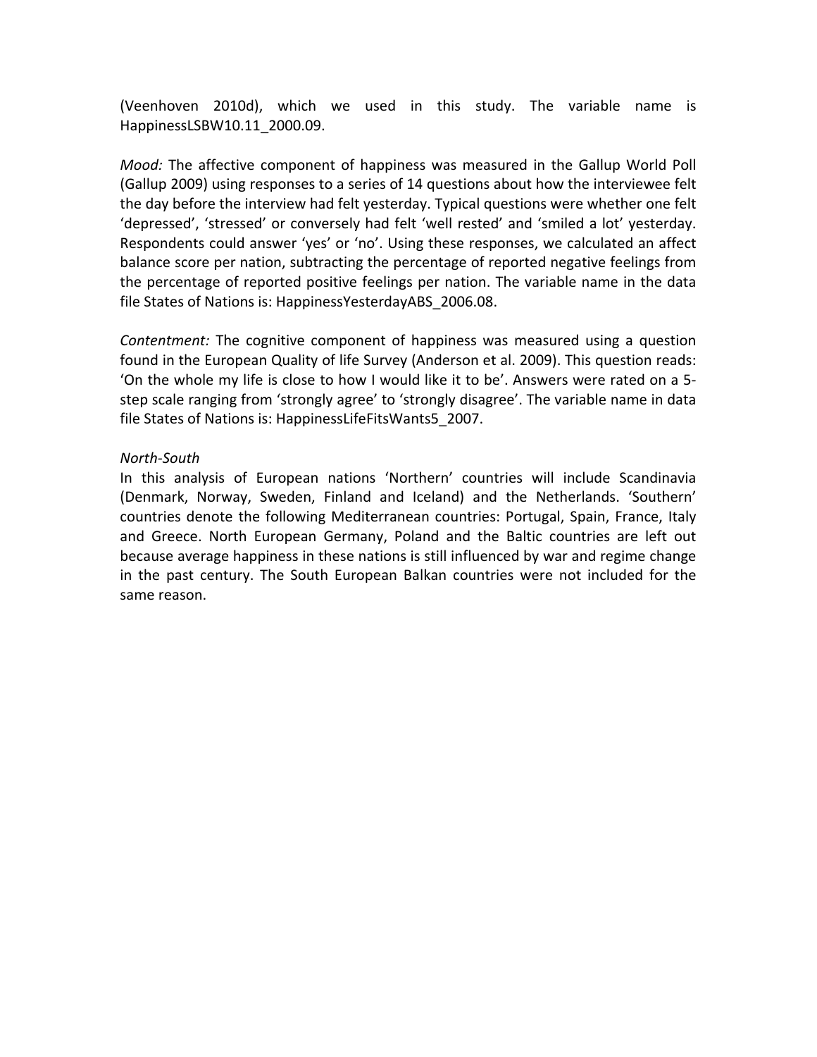(Veenhoven 2010d), which we used in this study. The variable name is HappinessLSBW10.11_2000.09.

*Mood:* The affective component of happiness was measured in the Gallup World Poll (Gallup 2009) using responses to a series of 14 questions about how the interviewee felt the day before the interview had felt yesterday. Typical questions were whether one felt 'depressed', 'stressed' or conversely had felt 'well rested' and 'smiled a lot' yesterday. Respondents could answer 'yes' or 'no'. Using these responses, we calculated an affect balance score per nation, subtracting the percentage of reported negative feelings from the percentage of reported positive feelings per nation. The variable name in the data file States of Nations is: HappinessYesterdayABS_2006.08.

*Contentment:* The cognitive component of happiness was measured using a question found in the European Quality of life Survey (Anderson et al. 2009). This question reads: 'On the whole my life is close to how I would like it to be'. Answers were rated on a 5-step scale ranging from 'strongly agree' to 'strongly disagree'. The variable name in data file States of Nations is: HappinessLifeFitsWants5_2007.

*North-South*

In this analysis of European nations 'Northern' countries will include Scandinavia (Denmark, Norway, Sweden, Finland and Iceland) and the Netherlands. 'Southern' countries denote the following Mediterranean countries: Portugal, Spain, France, Italy and Greece. North European Germany, Poland and the Baltic countries are left out because average happiness in these nations is still influenced by war and regime change in the past century. The South European Balkan countries were not included for the same reason.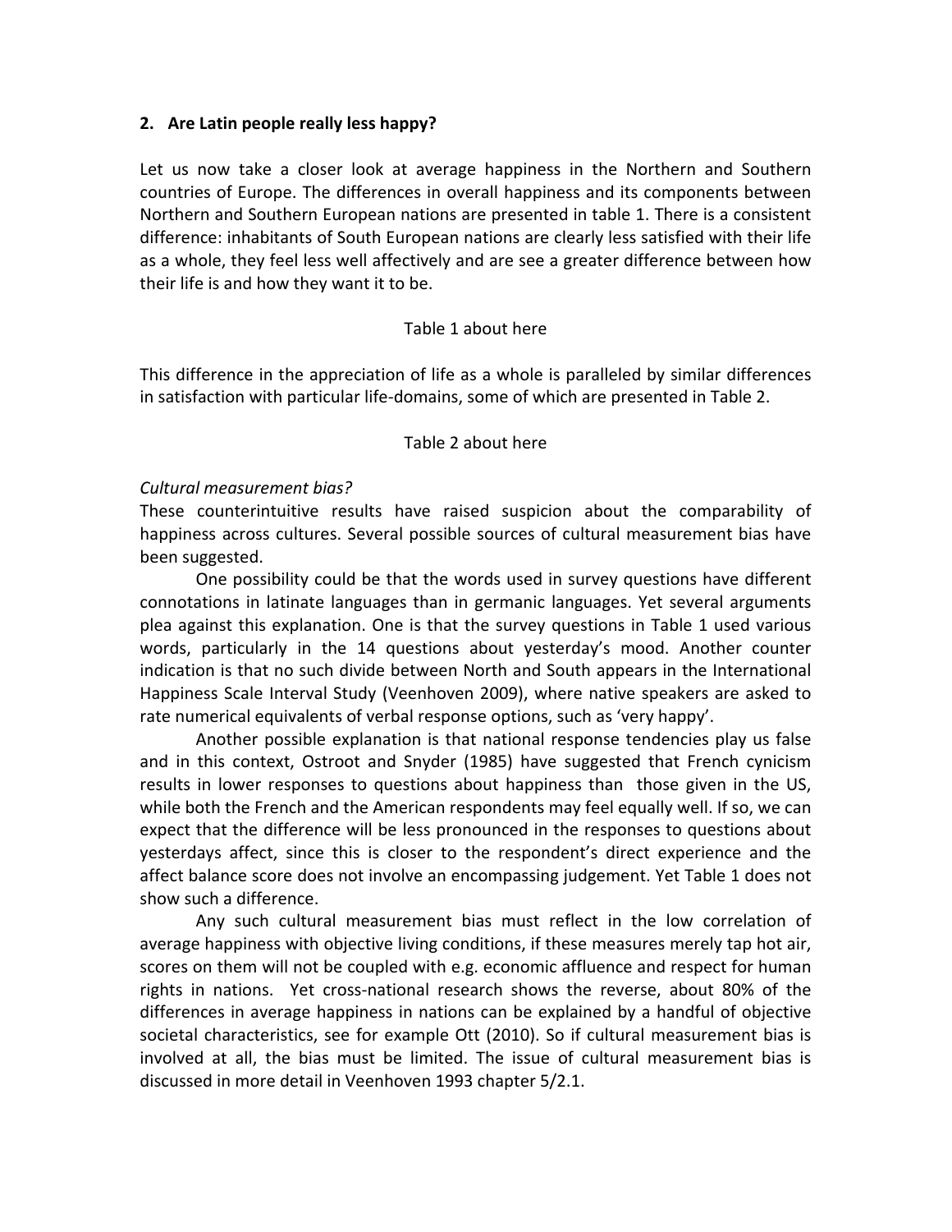## 2. Are Latin people really less happy?

Let us now take a closer look at average happiness in the Northern and Southern countries of Europe. The differences in overall happiness and its components between Northern and Southern European nations are presented in table 1. There is a consistent difference: inhabitants of South European nations are clearly less satisfied with their life as a whole, they feel less well affectively and are see a greater difference between how their life is and how they want it to be.

Table 1 about here

This difference in the appreciation of life as a whole is paralleled by similar differences in satisfaction with particular life-domains, some of which are presented in Table 2.

Table 2 about here

*Cultural measurement bias?*

These counterintuitive results have raised suspicion about the comparability of happiness across cultures. Several possible sources of cultural measurement bias have been suggested.

One possibility could be that the words used in survey questions have different connotations in latinate languages than in germanic languages. Yet several arguments plea against this explanation. One is that the survey questions in Table 1 used various words, particularly in the 14 questions about yesterday's mood. Another counter indication is that no such divide between North and South appears in the International Happiness Scale Interval Study (Veenhoven 2009), where native speakers are asked to rate numerical equivalents of verbal response options, such as 'very happy'.

Another possible explanation is that national response tendencies play us false and in this context, Ostroot and Snyder (1985) have suggested that French cynicism results in lower responses to questions about happiness than those given in the US, while both the French and the American respondents may feel equally well. If so, we can expect that the difference will be less pronounced in the responses to questions about yesterdays affect, since this is closer to the respondent's direct experience and the affect balance score does not involve an encompassing judgement. Yet Table 1 does not show such a difference.

Any such cultural measurement bias must reflect in the low correlation of average happiness with objective living conditions, if these measures merely tap hot air, scores on them will not be coupled with e.g. economic affluence and respect for human rights in nations. Yet cross-national research shows the reverse, about 80% of the differences in average happiness in nations can be explained by a handful of objective societal characteristics, see for example Ott (2010). So if cultural measurement bias is involved at all, the bias must be limited. The issue of cultural measurement bias is discussed in more detail in Veenhoven 1993 chapter 5/2.1.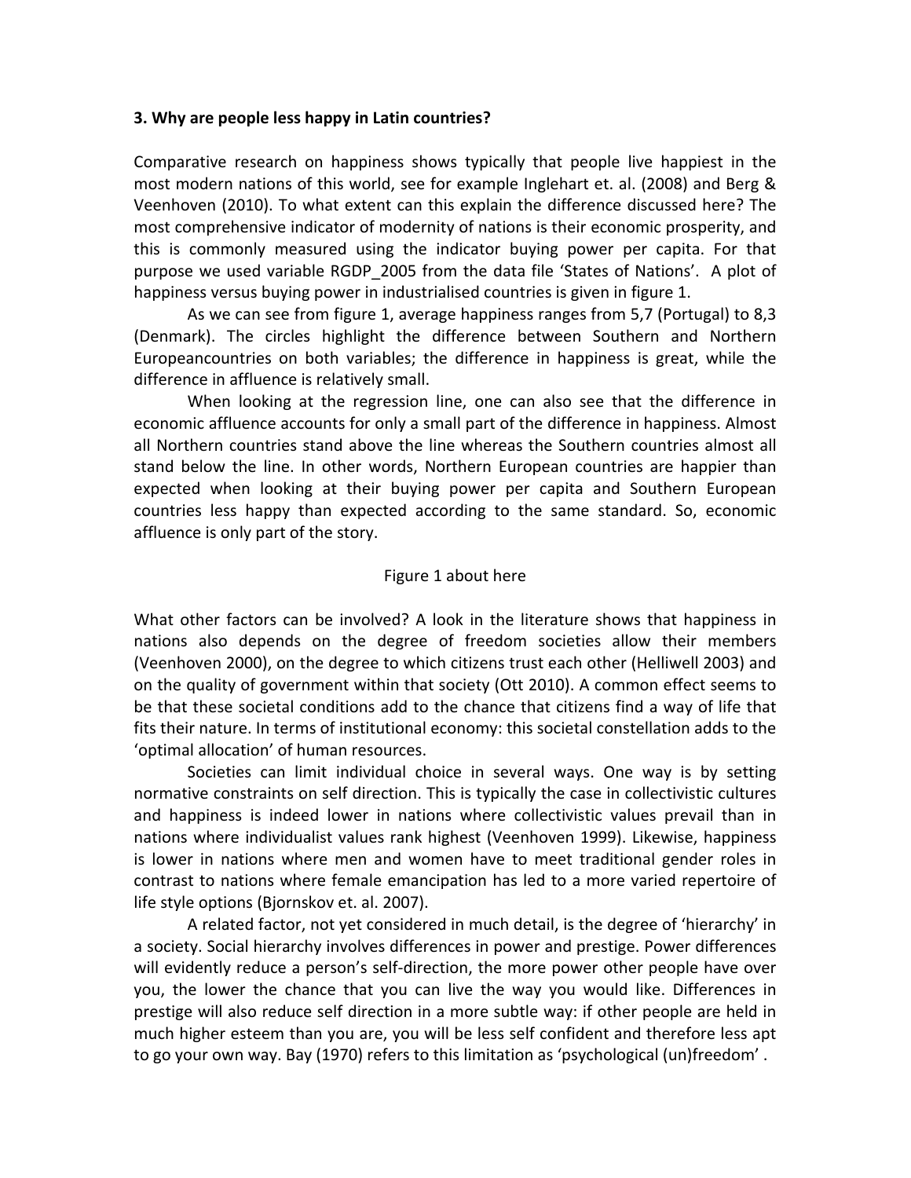**3. Why are people less happy in Latin countries?**

Comparative research on happiness shows typically that people live happiest in the most modern nations of this world, see for example Inglehart et. al. (2008) and Berg & Veenhoven (2010). To what extent can this explain the difference discussed here? The most comprehensive indicator of modernity of nations is their economic prosperity, and this is commonly measured using the indicator buying power per capita. For that purpose we used variable RGDP_2005 from the data file 'States of Nations'. A plot of happiness versus buying power in industrialised countries is given in figure 1.

As we can see from figure 1, average happiness ranges from 5,7 (Portugal) to 8,3 (Denmark). The circles highlight the difference between Southern and Northern Europeancountries on both variables; the difference in happiness is great, while the difference in affluence is relatively small.

When looking at the regression line, one can also see that the difference in economic affluence accounts for only a small part of the difference in happiness. Almost all Northern countries stand above the line whereas the Southern countries almost all stand below the line. In other words, Northern European countries are happier than expected when looking at their buying power per capita and Southern European countries less happy than expected according to the same standard. So, economic affluence is only part of the story.

Figure 1 about here

What other factors can be involved? A look in the literature shows that happiness in nations also depends on the degree of freedom societies allow their members (Veenhoven 2000), on the degree to which citizens trust each other (Helliwell 2003) and on the quality of government within that society (Ott 2010). A common effect seems to be that these societal conditions add to the chance that citizens find a way of life that fits their nature. In terms of institutional economy: this societal constellation adds to the 'optimal allocation' of human resources.

Societies can limit individual choice in several ways. One way is by setting normative constraints on self direction. This is typically the case in collectivistic cultures and happiness is indeed lower in nations where collectivistic values prevail than in nations where individualist values rank highest (Veenhoven 1999). Likewise, happiness is lower in nations where men and women have to meet traditional gender roles in contrast to nations where female emancipation has led to a more varied repertoire of life style options (Bjornskov et. al. 2007).

A related factor, not yet considered in much detail, is the degree of 'hierarchy' in a society. Social hierarchy involves differences in power and prestige. Power differences will evidently reduce a person's self-direction, the more power other people have over you, the lower the chance that you can live the way you would like. Differences in prestige will also reduce self direction in a more subtle way: if other people are held in much higher esteem than you are, you will be less self confident and therefore less apt to go your own way. Bay (1970) refers to this limitation as 'psychological (un)freedom'.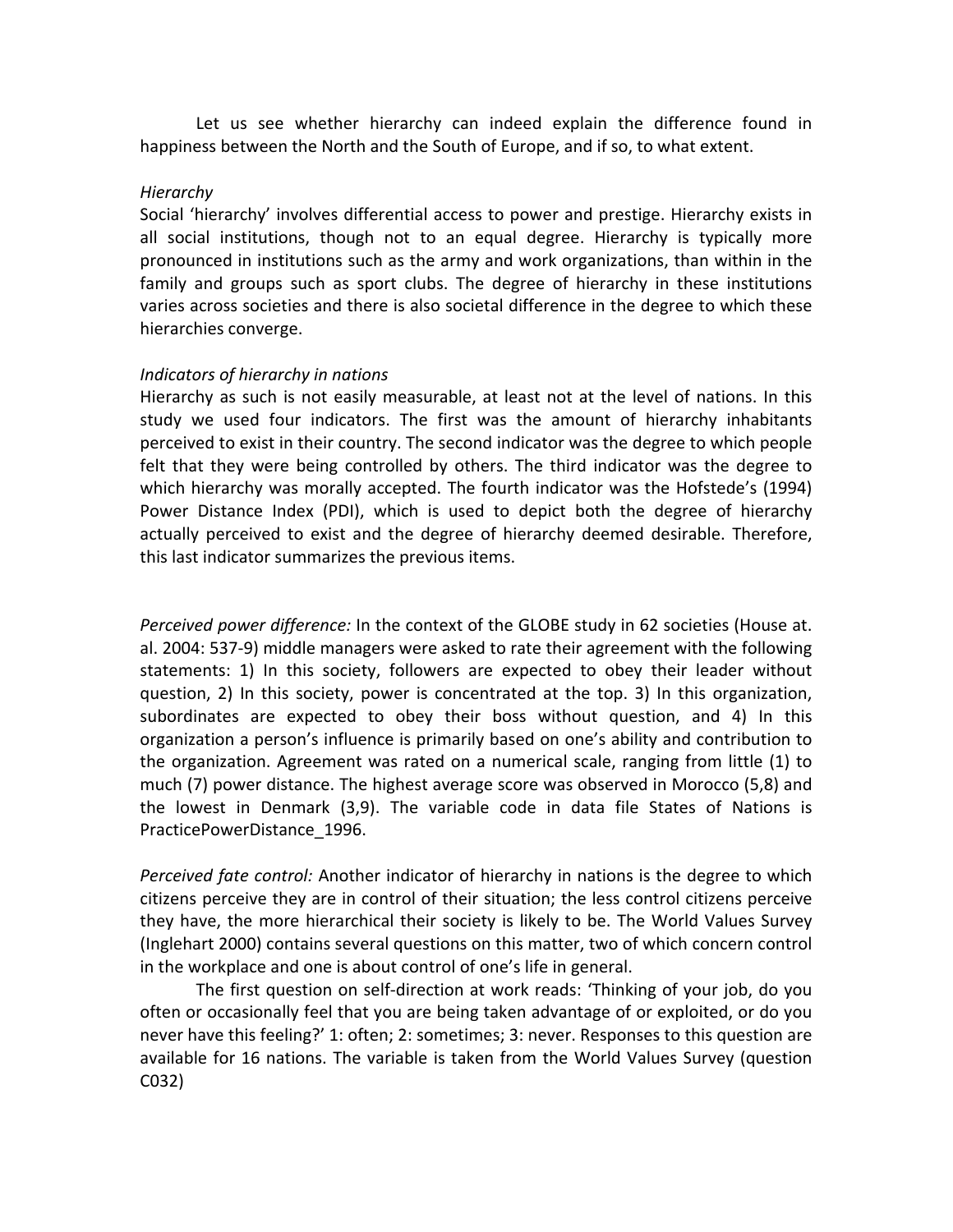Let us see whether hierarchy can indeed explain the difference found in happiness between the North and the South of Europe, and if so, to what extent.

*Hierarchy*

Social 'hierarchy' involves differential access to power and prestige. Hierarchy exists in all social institutions, though not to an equal degree. Hierarchy is typically more pronounced in institutions such as the army and work organizations, than within in the family and groups such as sport clubs. The degree of hierarchy in these institutions varies across societies and there is also societal difference in the degree to which these hierarchies converge.

*Indicators of hierarchy in nations*

Hierarchy as such is not easily measurable, at least not at the level of nations. In this study we used four indicators. The first was the amount of hierarchy inhabitants perceived to exist in their country. The second indicator was the degree to which people felt that they were being controlled by others. The third indicator was the degree to which hierarchy was morally accepted. The fourth indicator was the Hofstede's (1994) Power Distance Index (PDI), which is used to depict both the degree of hierarchy actually perceived to exist and the degree of hierarchy deemed desirable. Therefore, this last indicator summarizes the previous items.

*Perceived power difference:* In the context of the GLOBE study in 62 societies (House at. al. 2004: 537-9) middle managers were asked to rate their agreement with the following statements: 1) In this society, followers are expected to obey their leader without question, 2) In this society, power is concentrated at the top. 3) In this organization, subordinates are expected to obey their boss without question, and 4) In this organization a person's influence is primarily based on one's ability and contribution to the organization. Agreement was rated on a numerical scale, ranging from little (1) to much (7) power distance. The highest average score was observed in Morocco (5,8) and the lowest in Denmark (3,9). The variable code in data file States of Nations is PracticePowerDistance_1996.

*Perceived fate control:* Another indicator of hierarchy in nations is the degree to which citizens perceive they are in control of their situation; the less control citizens perceive they have, the more hierarchical their society is likely to be. The World Values Survey (Inglehart 2000) contains several questions on this matter, two of which concern control in the workplace and one is about control of one's life in general.

The first question on self-direction at work reads: 'Thinking of your job, do you often or occasionally feel that you are being taken advantage of or exploited, or do you never have this feeling?' 1: often; 2: sometimes; 3: never. Responses to this question are available for 16 nations. The variable is taken from the World Values Survey (question C032)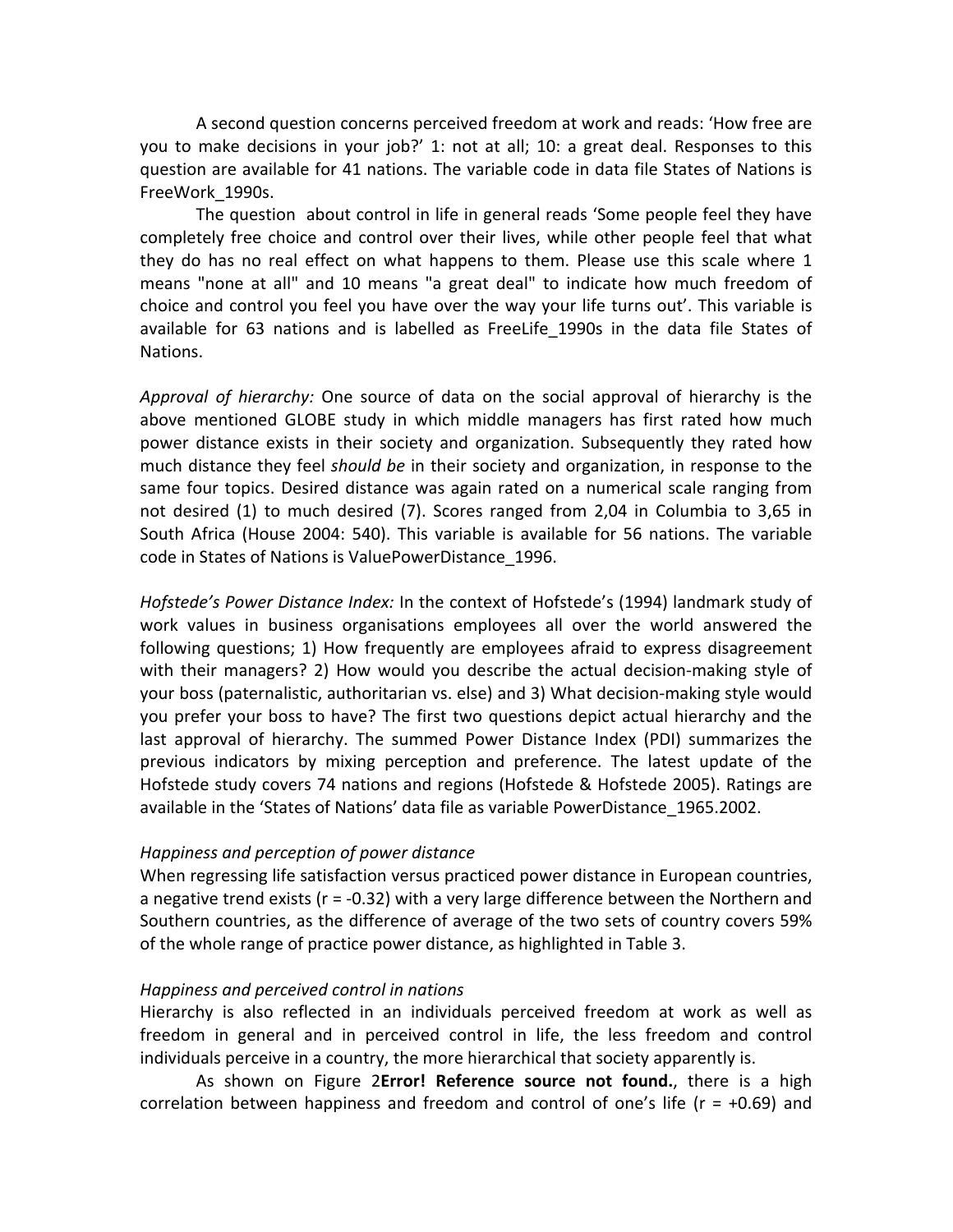A second question concerns perceived freedom at work and reads: 'How free are you to make decisions in your job?' 1: not at all; 10: a great deal. Responses to this question are available for 41 nations. The variable code in data file States of Nations is FreeWork_1990s.

The question about control in life in general reads 'Some people feel they have completely free choice and control over their lives, while other people feel that what they do has no real effect on what happens to them. Please use this scale where 1 means "none at all" and 10 means "a great deal" to indicate how much freedom of choice and control you feel you have over the way your life turns out'. This variable is available for 63 nations and is labelled as FreeLife_1990s in the data file States of Nations.

*Approval of hierarchy:* One source of data on the social approval of hierarchy is the above mentioned GLOBE study in which middle managers has first rated how much power distance exists in their society and organization. Subsequently they rated how much distance they feel *should be* in their society and organization, in response to the same four topics. Desired distance was again rated on a numerical scale ranging from not desired (1) to much desired (7). Scores ranged from 2,04 in Columbia to 3,65 in South Africa (House 2004: 540). This variable is available for 56 nations. The variable code in States of Nations is ValuePowerDistance_1996.

*Hofstede's Power Distance Index:* In the context of Hofstede's (1994) landmark study of work values in business organisations employees all over the world answered the following questions; 1) How frequently are employees afraid to express disagreement with their managers? 2) How would you describe the actual decision-making style of your boss (paternalistic, authoritarian vs. else) and 3) What decision-making style would you prefer your boss to have? The first two questions depict actual hierarchy and the last approval of hierarchy. The summed Power Distance Index (PDI) summarizes the previous indicators by mixing perception and preference. The latest update of the Hofstede study covers 74 nations and regions (Hofstede & Hofstede 2005). Ratings are available in the 'States of Nations' data file as variable PowerDistance_1965.2002.

*Happiness and perception of power distance*

When regressing life satisfaction versus practiced power distance in European countries, a negative trend exists (r = -0.32) with a very large difference between the Northern and Southern countries, as the difference of average of the two sets of country covers 59% of the whole range of practice power distance, as highlighted in Table 3.

*Happiness and perceived control in nations*

Hierarchy is also reflected in an individuals perceived freedom at work as well as freedom in general and in perceived control in life, the less freedom and control individuals perceive in a country, the more hierarchical that society apparently is.

As shown on Figure 2**Error! Reference source not found.**, there is a high correlation between happiness and freedom and control of one's life (r = +0.69) and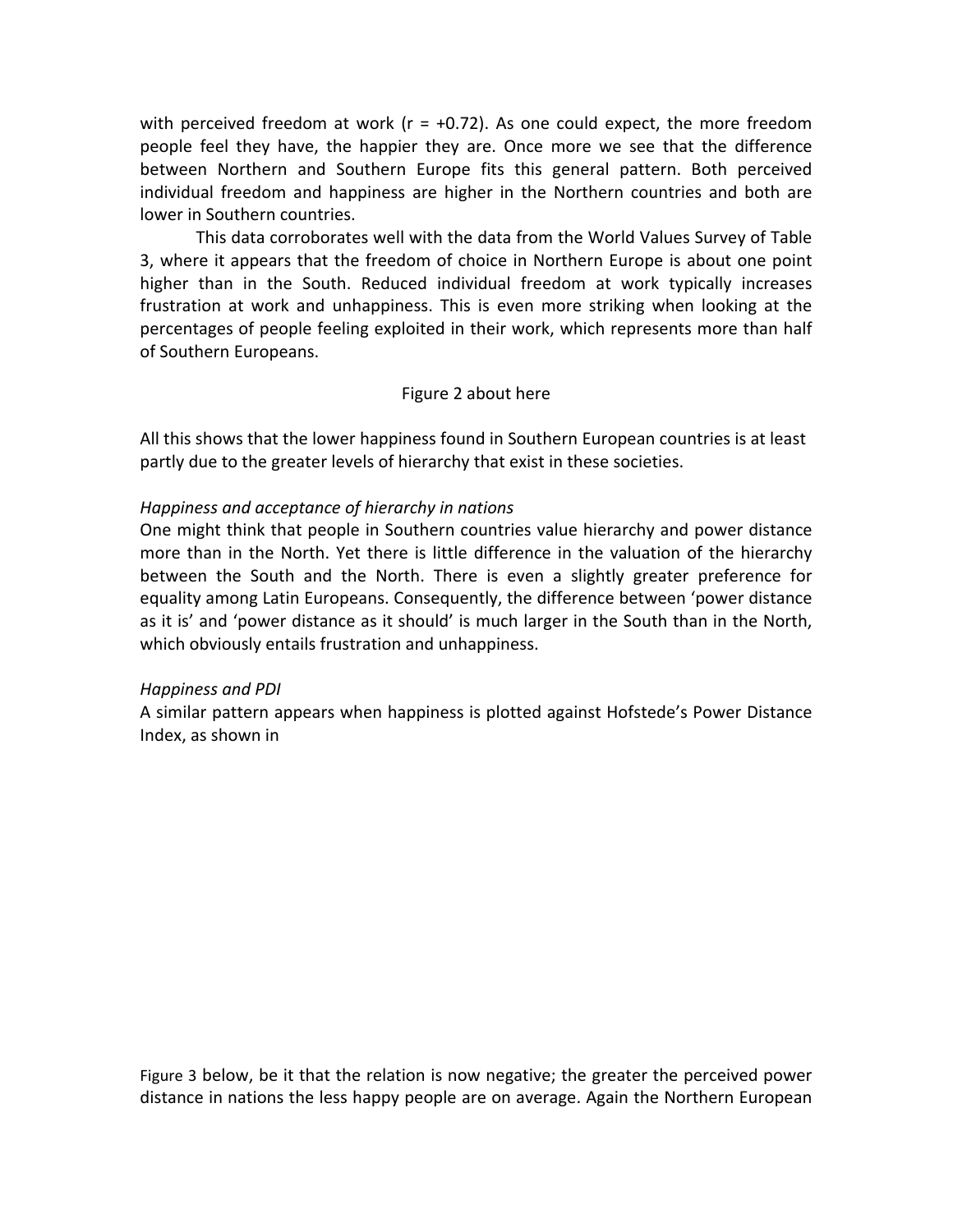with perceived freedom at work (r = +0.72). As one could expect, the more freedom people feel they have, the happier they are. Once more we see that the difference between Northern and Southern Europe fits this general pattern. Both perceived individual freedom and happiness are higher in the Northern countries and both are lower in Southern countries.

This data corroborates well with the data from the World Values Survey of Table 3, where it appears that the freedom of choice in Northern Europe is about one point higher than in the South. Reduced individual freedom at work typically increases frustration at work and unhappiness. This is even more striking when looking at the percentages of people feeling exploited in their work, which represents more than half of Southern Europeans.

Figure 2 about here

All this shows that the lower happiness found in Southern European countries is at least partly due to the greater levels of hierarchy that exist in these societies.

*Happiness and acceptance of hierarchy in nations*

One might think that people in Southern countries value hierarchy and power distance more than in the North. Yet there is little difference in the valuation of the hierarchy between the South and the North. There is even a slightly greater preference for equality among Latin Europeans. Consequently, the difference between 'power distance as it is' and 'power distance as it should' is much larger in the South than in the North, which obviously entails frustration and unhappiness.

*Happiness and PDI*

A similar pattern appears when happiness is plotted against Hofstede's Power Distance Index, as shown in

Figure 3 below, be it that the relation is now negative; the greater the perceived power distance in nations the less happy people are on average. Again the Northern European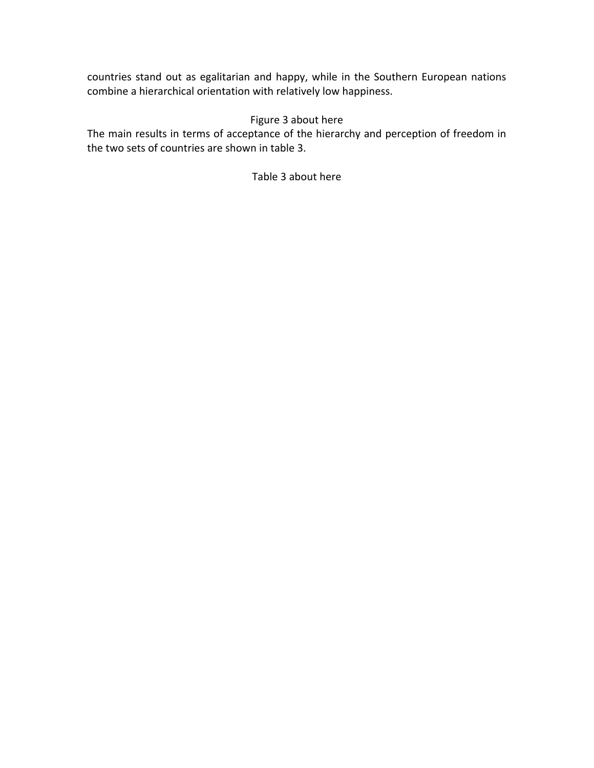countries stand out as egalitarian and happy, while in the Southern European nations combine a hierarchical orientation with relatively low happiness.

Figure 3 about here

The main results in terms of acceptance of the hierarchy and perception of freedom in the two sets of countries are shown in table 3.

Table 3 about here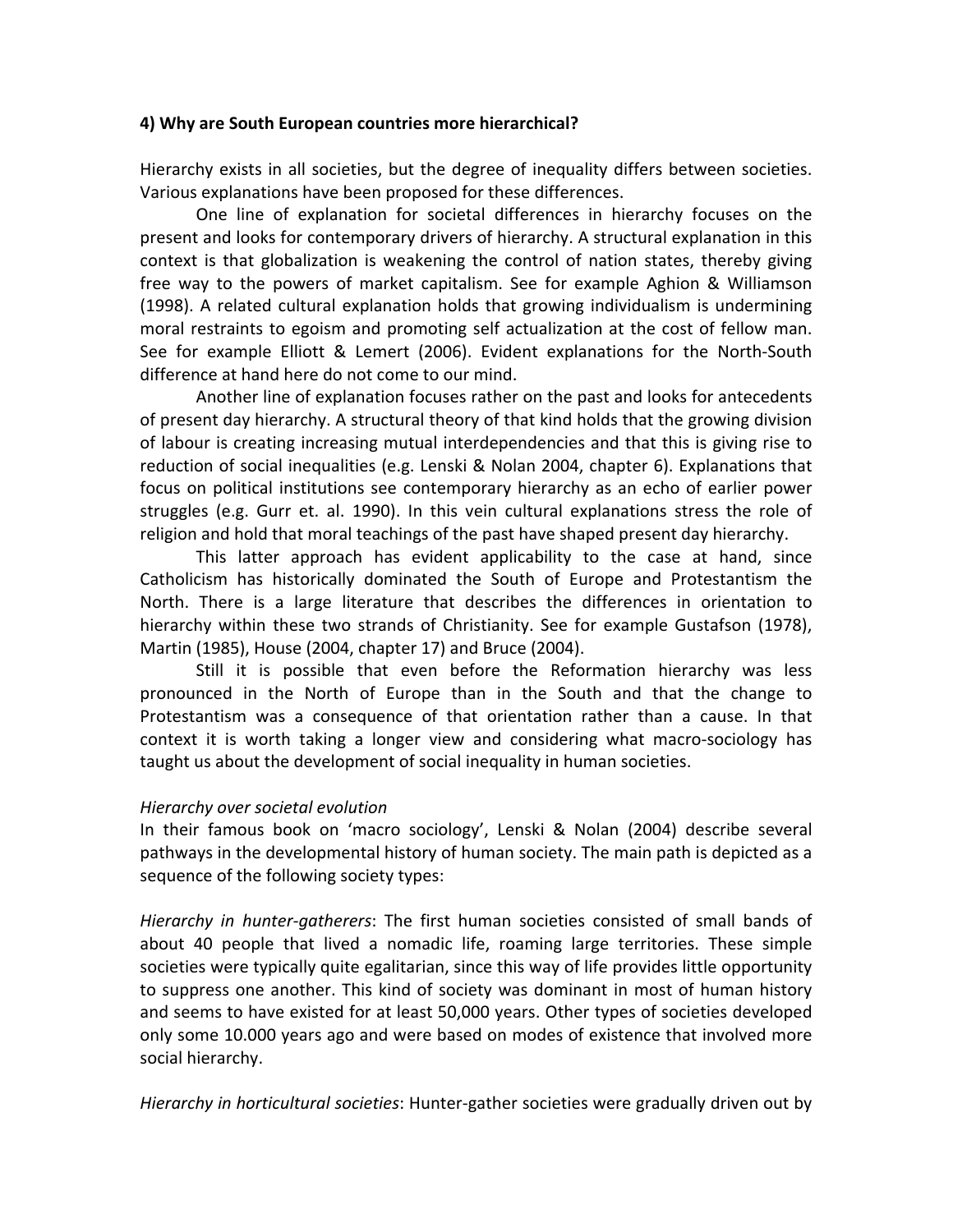**4) Why are South European countries more hierarchical?**

Hierarchy exists in all societies, but the degree of inequality differs between societies. Various explanations have been proposed for these differences.

One line of explanation for societal differences in hierarchy focuses on the present and looks for contemporary drivers of hierarchy. A structural explanation in this context is that globalization is weakening the control of nation states, thereby giving free way to the powers of market capitalism. See for example Aghion & Williamson (1998). A related cultural explanation holds that growing individualism is undermining moral restraints to egoism and promoting self actualization at the cost of fellow man. See for example Elliott & Lemert (2006). Evident explanations for the North-South difference at hand here do not come to our mind.

Another line of explanation focuses rather on the past and looks for antecedents of present day hierarchy. A structural theory of that kind holds that the growing division of labour is creating increasing mutual interdependencies and that this is giving rise to reduction of social inequalities (e.g. Lenski & Nolan 2004, chapter 6). Explanations that focus on political institutions see contemporary hierarchy as an echo of earlier power struggles (e.g. Gurr et. al. 1990). In this vein cultural explanations stress the role of religion and hold that moral teachings of the past have shaped present day hierarchy.

This latter approach has evident applicability to the case at hand, since Catholicism has historically dominated the South of Europe and Protestantism the North. There is a large literature that describes the differences in orientation to hierarchy within these two strands of Christianity. See for example Gustafson (1978), Martin (1985), House (2004, chapter 17) and Bruce (2004).

Still it is possible that even before the Reformation hierarchy was less pronounced in the North of Europe than in the South and that the change to Protestantism was a consequence of that orientation rather than a cause. In that context it is worth taking a longer view and considering what macro-sociology has taught us about the development of social inequality in human societies.

*Hierarchy over societal evolution*

In their famous book on 'macro sociology', Lenski & Nolan (2004) describe several pathways in the developmental history of human society. The main path is depicted as a sequence of the following society types:

*Hierarchy in hunter-gatherers*: The first human societies consisted of small bands of about 40 people that lived a nomadic life, roaming large territories. These simple societies were typically quite egalitarian, since this way of life provides little opportunity to suppress one another. This kind of society was dominant in most of human history and seems to have existed for at least 50,000 years. Other types of societies developed only some 10.000 years ago and were based on modes of existence that involved more social hierarchy.

*Hierarchy in horticultural societies*: Hunter-gather societies were gradually driven out by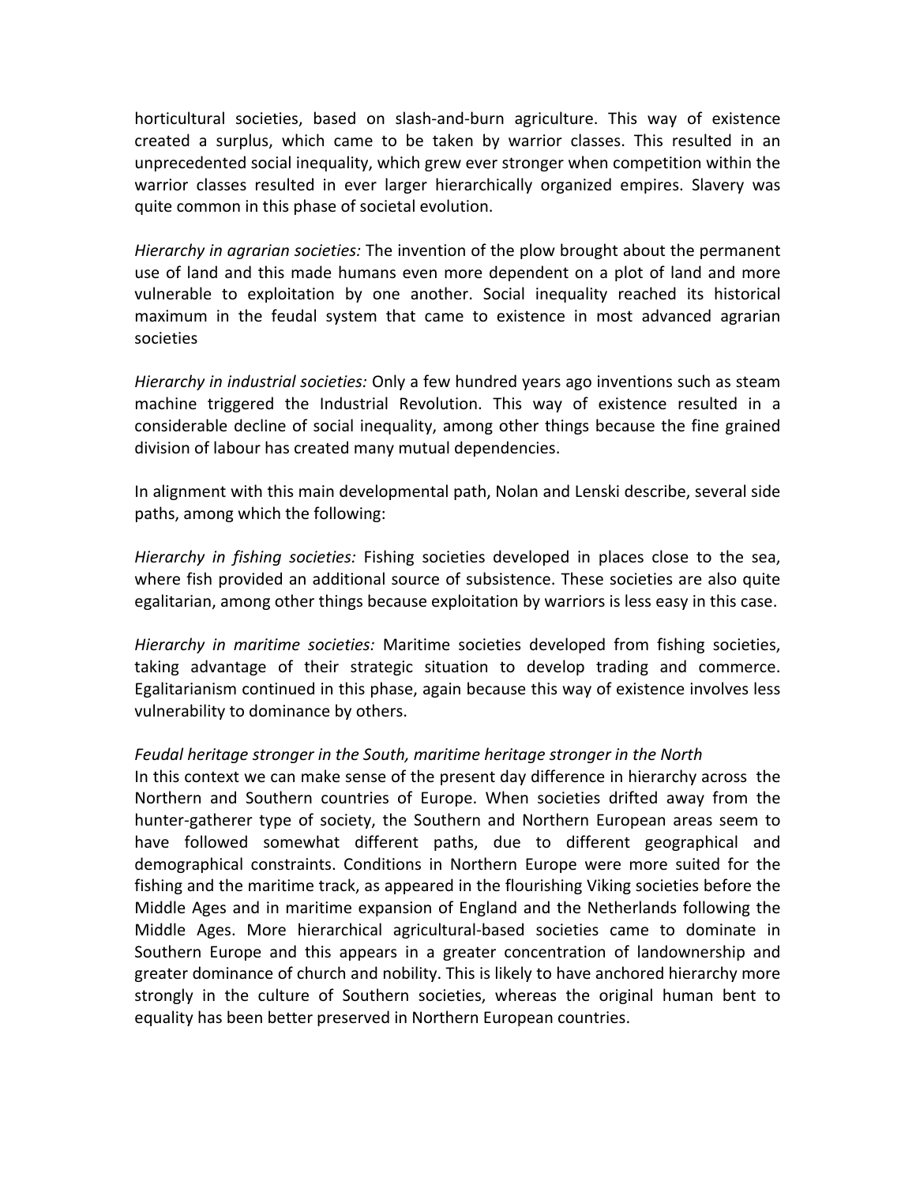horticultural societies, based on slash-and-burn agriculture. This way of existence created a surplus, which came to be taken by warrior classes. This resulted in an unprecedented social inequality, which grew ever stronger when competition within the warrior classes resulted in ever larger hierarchically organized empires. Slavery was quite common in this phase of societal evolution.

*Hierarchy in agrarian societies:* The invention of the plow brought about the permanent use of land and this made humans even more dependent on a plot of land and more vulnerable to exploitation by one another. Social inequality reached its historical maximum in the feudal system that came to existence in most advanced agrarian societies

*Hierarchy in industrial societies:* Only a few hundred years ago inventions such as steam machine triggered the Industrial Revolution. This way of existence resulted in a considerable decline of social inequality, among other things because the fine grained division of labour has created many mutual dependencies.

In alignment with this main developmental path, Nolan and Lenski describe, several side paths, among which the following:

*Hierarchy in fishing societies:* Fishing societies developed in places close to the sea, where fish provided an additional source of subsistence. These societies are also quite egalitarian, among other things because exploitation by warriors is less easy in this case.

*Hierarchy in maritime societies:* Maritime societies developed from fishing societies, taking advantage of their strategic situation to develop trading and commerce. Egalitarianism continued in this phase, again because this way of existence involves less vulnerability to dominance by others.

*Feudal heritage stronger in the South, maritime heritage stronger in the North*

In this context we can make sense of the present day difference in hierarchy across the Northern and Southern countries of Europe. When societies drifted away from the hunter-gatherer type of society, the Southern and Northern European areas seem to have followed somewhat different paths, due to different geographical and demographical constraints. Conditions in Northern Europe were more suited for the fishing and the maritime track, as appeared in the flourishing Viking societies before the Middle Ages and in maritime expansion of England and the Netherlands following the Middle Ages. More hierarchical agricultural-based societies came to dominate in Southern Europe and this appears in a greater concentration of landownership and greater dominance of church and nobility. This is likely to have anchored hierarchy more strongly in the culture of Southern societies, whereas the original human bent to equality has been better preserved in Northern European countries.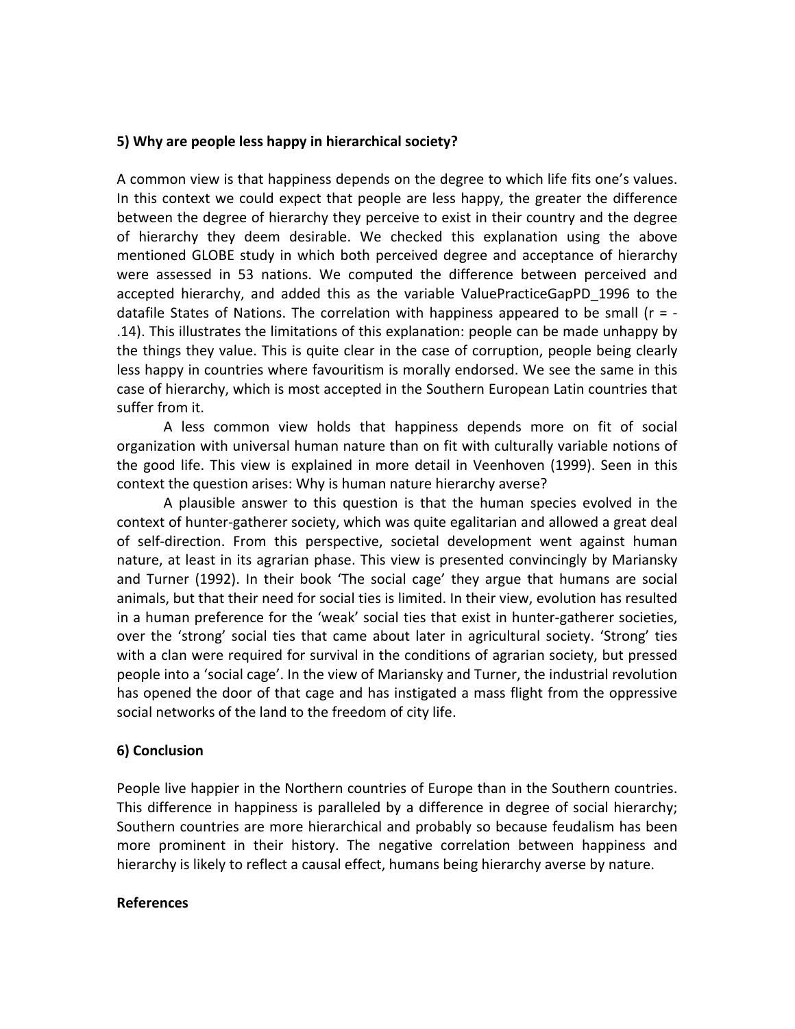## 5) Why are people less happy in hierarchical society?

A common view is that happiness depends on the degree to which life fits one's values. In this context we could expect that people are less happy, the greater the difference between the degree of hierarchy they perceive to exist in their country and the degree of hierarchy they deem desirable. We checked this explanation using the above mentioned GLOBE study in which both perceived degree and acceptance of hierarchy were assessed in 53 nations. We computed the difference between perceived and accepted hierarchy, and added this as the variable ValuePracticeGapPD_1996 to the datafile States of Nations. The correlation with happiness appeared to be small ($r = -.14$). This illustrates the limitations of this explanation: people can be made unhappy by the things they value. This is quite clear in the case of corruption, people being clearly less happy in countries where favouritism is morally endorsed. We see the same in this case of hierarchy, which is most accepted in the Southern European Latin countries that suffer from it.

A less common view holds that happiness depends more on fit of social organization with universal human nature than on fit with culturally variable notions of the good life. This view is explained in more detail in Veenhoven (1999). Seen in this context the question arises: Why is human nature hierarchy averse?

A plausible answer to this question is that the human species evolved in the context of hunter-gatherer society, which was quite egalitarian and allowed a great deal of self-direction. From this perspective, societal development went against human nature, at least in its agrarian phase. This view is presented convincingly by Mariansky and Turner (1992). In their book 'The social cage' they argue that humans are social animals, but that their need for social ties is limited. In their view, evolution has resulted in a human preference for the 'weak' social ties that exist in hunter-gatherer societies, over the 'strong' social ties that came about later in agricultural society. 'Strong' ties with a clan were required for survival in the conditions of agrarian society, but pressed people into a 'social cage'. In the view of Mariansky and Turner, the industrial revolution has opened the door of that cage and has instigated a mass flight from the oppressive social networks of the land to the freedom of city life.

## 6) Conclusion

People live happier in the Northern countries of Europe than in the Southern countries. This difference in happiness is paralleled by a difference in degree of social hierarchy; Southern countries are more hierarchical and probably so because feudalism has been more prominent in their history. The negative correlation between happiness and hierarchy is likely to reflect a causal effect, humans being hierarchy averse by nature.

## References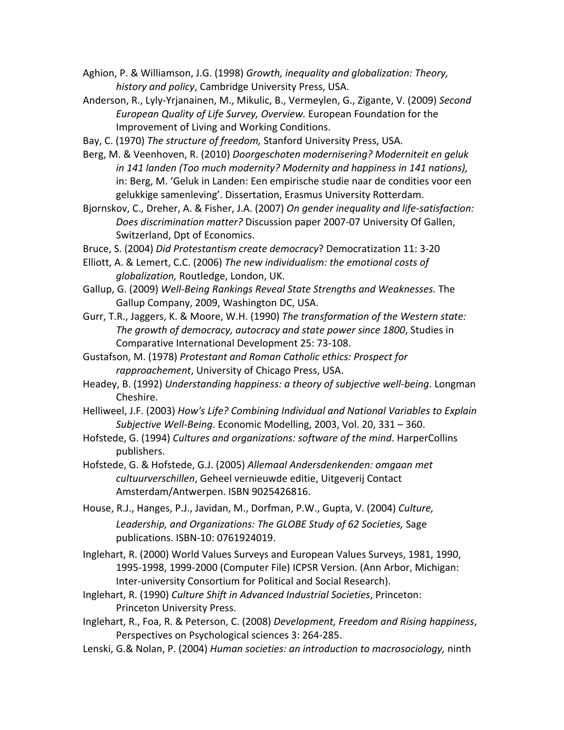Aghion, P. & Williamson, J.G. (1998) *Growth, inequality and globalization: Theory, history and policy*, Cambridge University Press, USA.

Anderson, R., Lyly-Yrjanainen, M., Mikulic, B., Vermeylen, G., Zigante, V. (2009) *Second European Quality of Life Survey, Overview.* European Foundation for the Improvement of Living and Working Conditions.

Bay, C. (1970) *The structure of freedom,* Stanford University Press, USA.

Berg, M. & Veenhoven, R. (2010) *Doorgeschoten modernisering? Moderniteit en geluk in 141 landen (Too much modernity? Modernity and happiness in 141 nations),* in: Berg, M. 'Geluk in Landen: Een empirische studie naar de condities voor een gelukkige samenleving'. Dissertation, Erasmus University Rotterdam.

Bjornskov, C., Dreher, A. & Fisher, J.A. (2007) *On gender inequality and life-satisfaction: Does discrimination matter?* Discussion paper 2007-07 University Of Gallen, Switzerland, Dpt of Economics.

Bruce, S. (2004) *Did Protestantism create democracy*? Democratization 11: 3-20

Elliott, A. & Lemert, C.C. (2006) *The new individualism: the emotional costs of globalization,* Routledge, London, UK.

Gallup, G. (2009) *Well-Being Rankings Reveal State Strengths and Weaknesses.* The Gallup Company, 2009, Washington DC, USA.

Gurr, T.R., Jaggers, K. & Moore, W.H. (1990) *The transformation of the Western state: The growth of democracy, autocracy and state power since 1800*, Studies in Comparative International Development 25: 73-108.

Gustafson, M. (1978) *Protestant and Roman Catholic ethics: Prospect for rapproachement*, University of Chicago Press, USA.

Headey, B. (1992) *Understanding happiness: a theory of subjective well-being*. Longman Cheshire.

Helliweel, J.F. (2003) *How's Life? Combining Individual and National Variables to Explain Subjective Well-Being*. Economic Modelling, 2003, Vol. 20, 331 – 360.

Hofstede, G. (1994) *Cultures and organizations: software of the mind*. HarperCollins publishers.

Hofstede, G. & Hofstede, G.J. (2005) *Allemaal Andersdenkenden: omgaan met cultuurverschillen*, Geheel vernieuwde editie, Uitgeverij Contact Amsterdam/Antwerpen. ISBN 9025426816.

House, R.J., Hanges, P.J., Javidan, M., Dorfman, P.W., Gupta, V. (2004) *Culture, Leadership, and Organizations: The GLOBE Study of 62 Societies,* Sage publications. ISBN-10: 0761924019.

Inglehart, R. (2000) World Values Surveys and European Values Surveys, 1981, 1990, 1995-1998, 1999-2000 (Computer File) ICPSR Version. (Ann Arbor, Michigan: Inter-university Consortium for Political and Social Research).

Inglehart, R. (1990) *Culture Shift in Advanced Industrial Societies*, Princeton: Princeton University Press.

Inglehart, R., Foa, R. & Peterson, C. (2008) *Development, Freedom and Rising happiness*, Perspectives on Psychological sciences 3: 264-285.

Lenski, G.& Nolan, P. (2004) *Human societies: an introduction to macrosociology,* ninth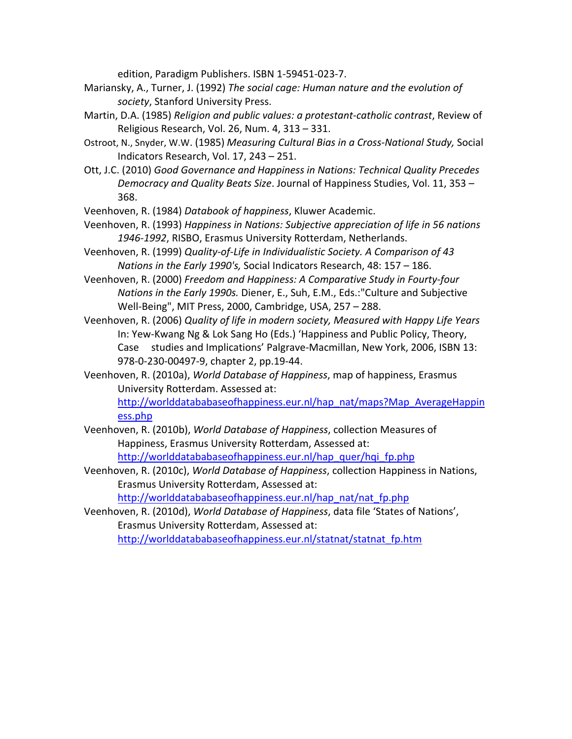edition, Paradigm Publishers. ISBN 1-59451-023-7.

Mariansky, A., Turner, J. (1992) *The social cage: Human nature and the evolution of society*, Stanford University Press.

Martin, D.A. (1985) *Religion and public values: a protestant-catholic contrast*, Review of Religious Research, Vol. 26, Num. 4, 313 – 331.

Ostroot, N., Snyder, W.W. (1985) *Measuring Cultural Bias in a Cross-National Study,* Social Indicators Research, Vol. 17, 243 – 251.

Ott, J.C. (2010) *Good Governance and Happiness in Nations: Technical Quality Precedes Democracy and Quality Beats Size*. Journal of Happiness Studies, Vol. 11, 353 – 368.

Veenhoven, R. (1984) *Databook of happiness*, Kluwer Academic.

Veenhoven, R. (1993) *Happiness in Nations: Subjective appreciation of life in 56 nations 1946-1992*, RISBO, Erasmus University Rotterdam, Netherlands.

Veenhoven, R. (1999) *Quality-of-Life in Individualistic Society. A Comparison of 43 Nations in the Early 1990's,* Social Indicators Research, 48: 157 – 186.

Veenhoven, R. (2000) *Freedom and Happiness: A Comparative Study in Fourty-four Nations in the Early 1990s.* Diener, E., Suh, E.M., Eds.:"Culture and Subjective Well-Being", MIT Press, 2000, Cambridge, USA, 257 – 288.

Veenhoven, R. (2006) *Quality of life in modern society, Measured with Happy Life Years* In: Yew-Kwang Ng & Lok Sang Ho (Eds.) 'Happiness and Public Policy, Theory, Case studies and Implications' Palgrave-Macmillan, New York, 2006, ISBN 13: 978-0-230-00497-9, chapter 2, pp.19-44.

Veenhoven, R. (2010a), *World Database of Happiness*, map of happiness, Erasmus University Rotterdam. Assessed at: http://worlddatabaseofhappiness.eur.nl/hap_nat/maps?Map_AverageHappiness.php

Veenhoven, R. (2010b), *World Database of Happiness*, collection Measures of Happiness, Erasmus University Rotterdam, Assessed at: http://worlddatabaseofhappiness.eur.nl/hap_quer/hqi_fp.php

Veenhoven, R. (2010c), *World Database of Happiness*, collection Happiness in Nations, Erasmus University Rotterdam, Assessed at: http://worlddatabaseofhappiness.eur.nl/hap_nat/nat_fp.php

Veenhoven, R. (2010d), *World Database of Happiness*, data file 'States of Nations', Erasmus University Rotterdam, Assessed at: http://worlddatabaseofhappiness.eur.nl/statnat/statnat_fp.htm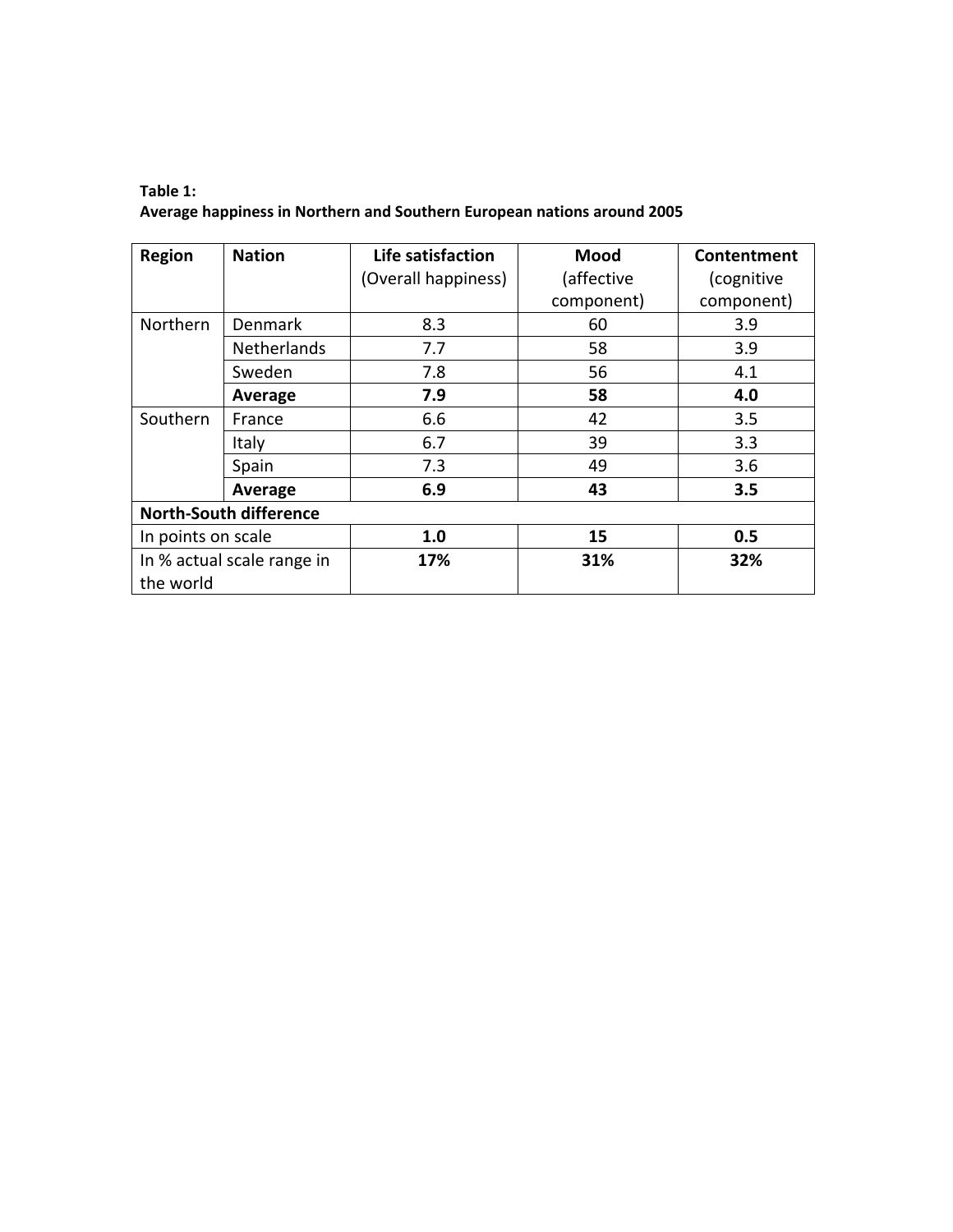**Table 1:**
**Average happiness in Northern and Southern European nations around 2005**

| Region | Nation | Life satisfaction (Overall happiness) | Mood (affective component) | Contentment (cognitive component) |
|---|---|---|---|---|
| Northern | Denmark | 8.3 | 60 | 3.9 |
| | Netherlands | 7.7 | 58 | 3.9 |
| | Sweden | 7.8 | 56 | 4.1 |
| | **Average** | **7.9** | **58** | **4.0** |
| Southern | France | 6.6 | 42 | 3.5 |
| | Italy | 6.7 | 39 | 3.3 |
| | Spain | 7.3 | 49 | 3.6 |
| | **Average** | **6.9** | **43** | **3.5** |
| **North-South difference** | | | | |
| In points on scale | | **1.0** | **15** | **0.5** |
| In % actual scale range in the world | | **17%** | **31%** | **32%** |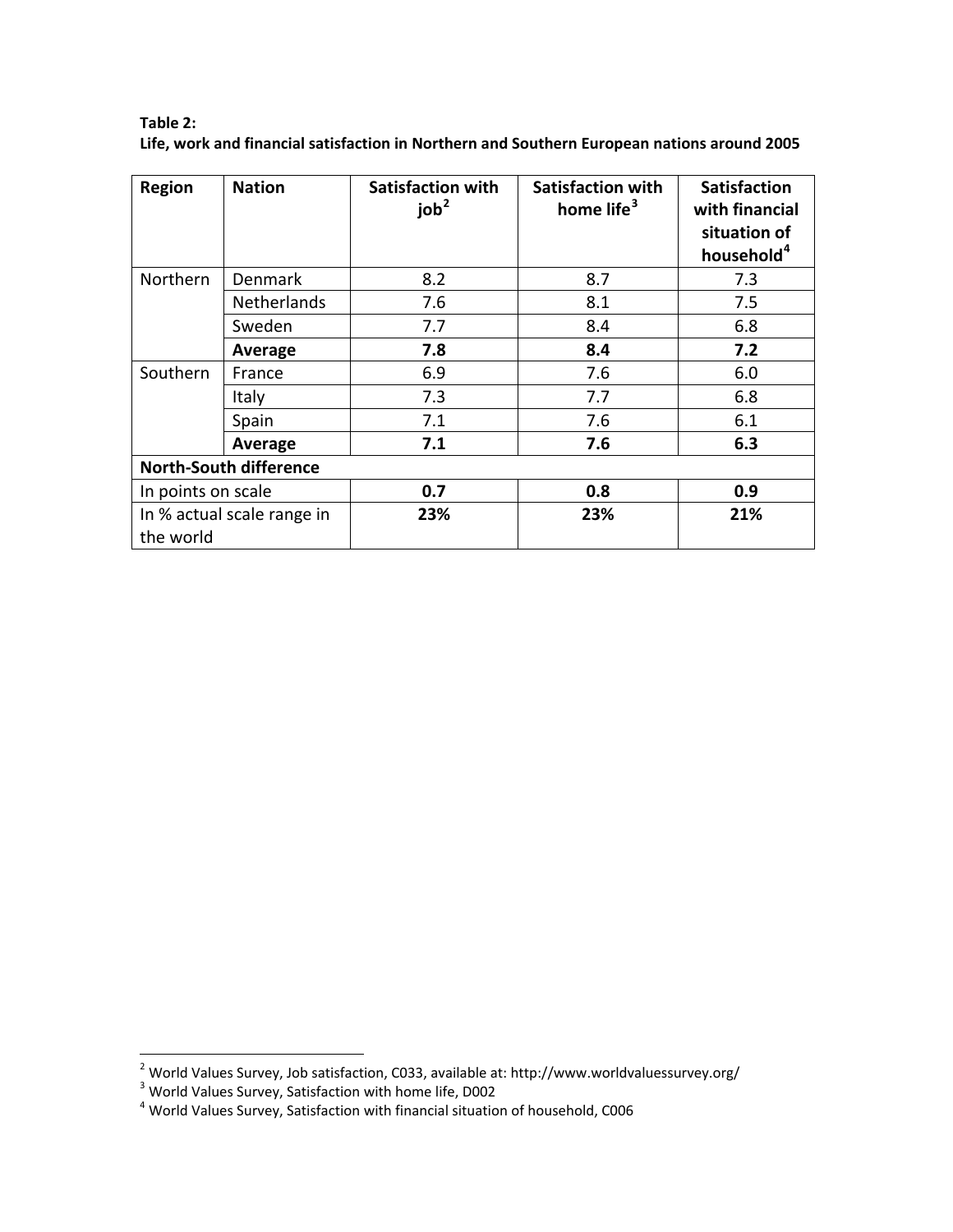**Table 2:**
**Life, work and financial satisfaction in Northern and Southern European nations around 2005**

| Region | Nation | Satisfaction with job[2] | Satisfaction with home life[3] | Satisfaction with financial situation of household[4] |
|---|---|---|---|---|
| Northern | Denmark | 8.2 | 8.7 | 7.3 |
| | Netherlands | 7.6 | 8.1 | 7.5 |
| | Sweden | 7.7 | 8.4 | 6.8 |
| | **Average** | **7.8** | **8.4** | **7.2** |
| Southern | France | 6.9 | 7.6 | 6.0 |
| | Italy | 7.3 | 7.7 | 6.8 |
| | Spain | 7.1 | 7.6 | 6.1 |
| | **Average** | **7.1** | **7.6** | **6.3** |
| **North-South difference** | | | | |
| In points on scale | | **0.7** | **0.8** | **0.9** |
| In % actual scale range in the world | | **23%** | **23%** | **21%** |

[2] World Values Survey, Job satisfaction, C033, available at: http://www.worldvaluessurvey.org/
[3] World Values Survey, Satisfaction with home life, D002
[4] World Values Survey, Satisfaction with financial situation of household, C006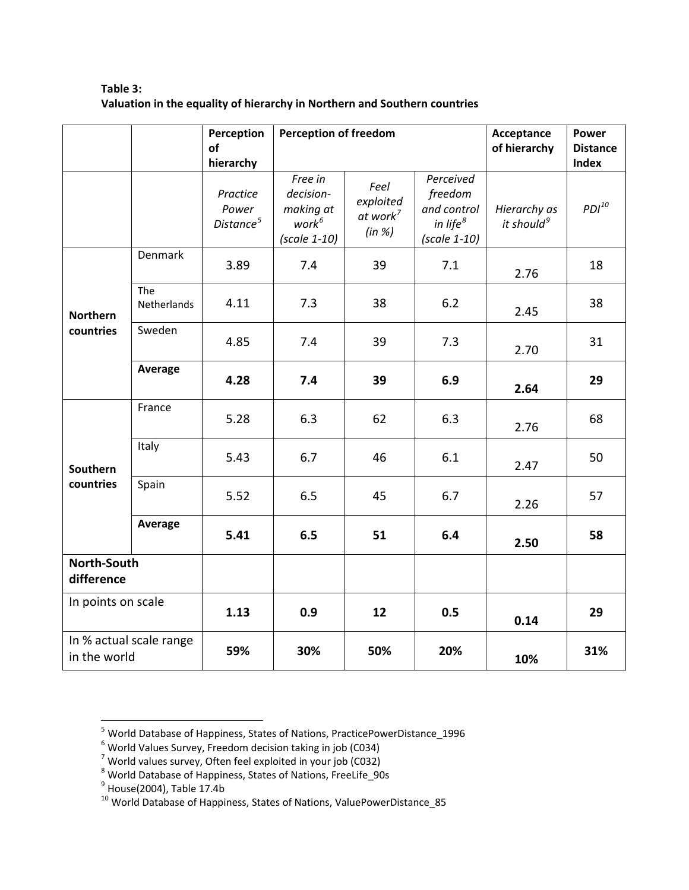**Table 3:**
**Valuation in the equality of hierarchy in Northern and Southern countries**

| | | **Perception of hierarchy** | **Perception of freedom** | | | **Acceptance of hierarchy** | **Power Distance Index** |
|---|---|---|---|---|---|---|---|
| | | *Practice Power Distance*[5] | *Free in decision-making at work*[6] *(scale 1-10)* | *Feel exploited at work*[7] *(in %)* | *Perceived freedom and control in life*[8] *(scale 1-10)* | *Hierarchy as it should*[9] | *PDI*[10] |
| **Northern countries** | Denmark | 3.89 | 7.4 | 39 | 7.1 | 2.76 | 18 |
| | The Netherlands | 4.11 | 7.3 | 38 | 6.2 | 2.45 | 38 |
| | Sweden | 4.85 | 7.4 | 39 | 7.3 | 2.70 | 31 |
| | **Average** | **4.28** | **7.4** | **39** | **6.9** | **2.64** | **29** |
| **Southern countries** | France | 5.28 | 6.3 | 62 | 6.3 | 2.76 | 68 |
| | Italy | 5.43 | 6.7 | 46 | 6.1 | 2.47 | 50 |
| | Spain | 5.52 | 6.5 | 45 | 6.7 | 2.26 | 57 |
| | **Average** | **5.41** | **6.5** | **51** | **6.4** | **2.50** | **58** |
| **North-South difference** | | | | | | | |
| In points on scale | | **1.13** | **0.9** | **12** | **0.5** | **0.14** | **29** |
| In % actual scale range in the world | | **59%** | **30%** | **50%** | **20%** | **10%** | **31%** |

[5] World Database of Happiness, States of Nations, PracticePowerDistance_1996
[6] World Values Survey, Freedom decision taking in job (C034)
[7] World values survey, Often feel exploited in your job (C032)
[8] World Database of Happiness, States of Nations, FreeLife_90s
[9] House(2004), Table 17.4b
[10] World Database of Happiness, States of Nations, ValuePowerDistance_85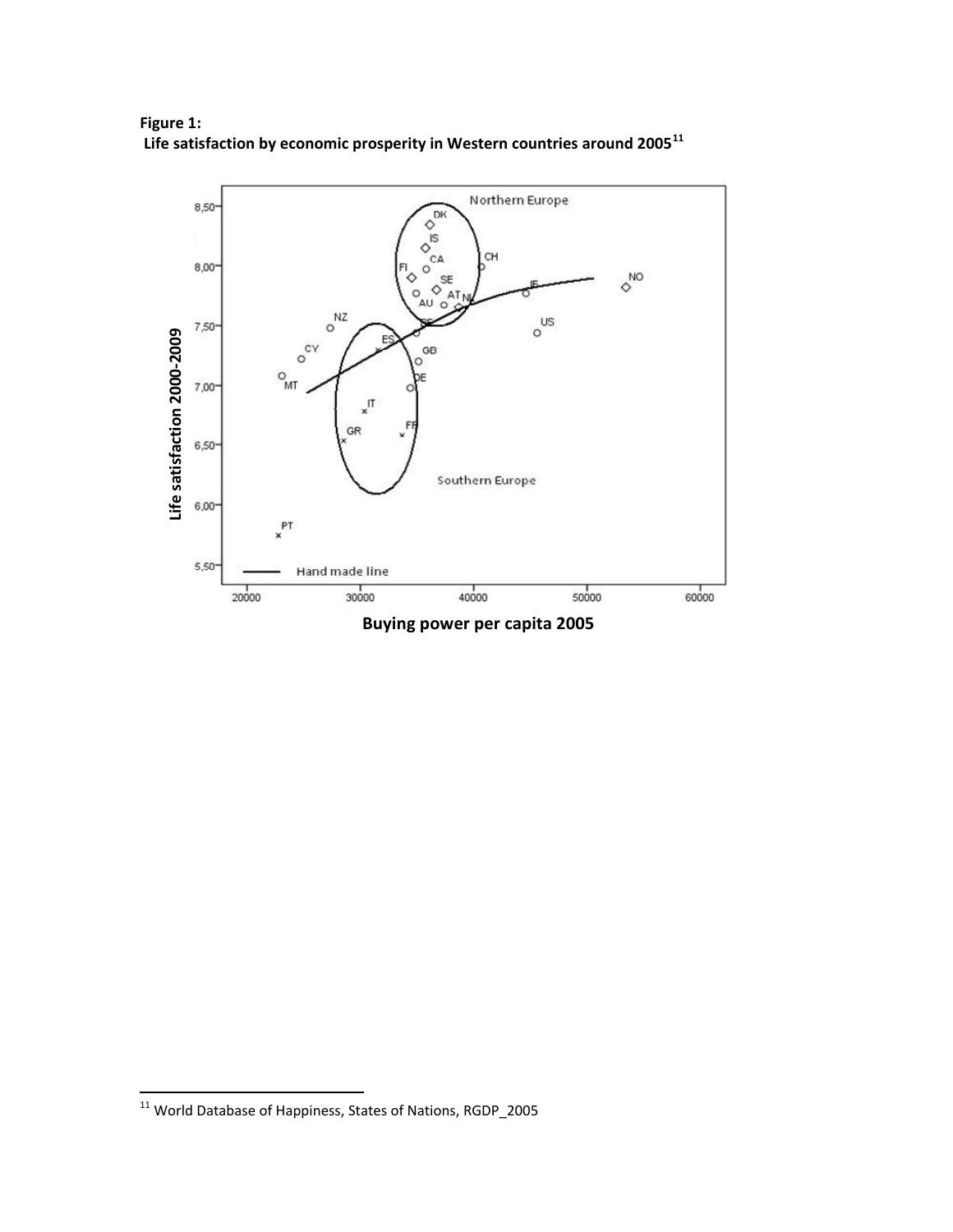**Figure 1:**
**Life satisfaction by economic prosperity in Western countries around 2005**[11]

[11] World Database of Happiness, States of Nations, RGDP_2005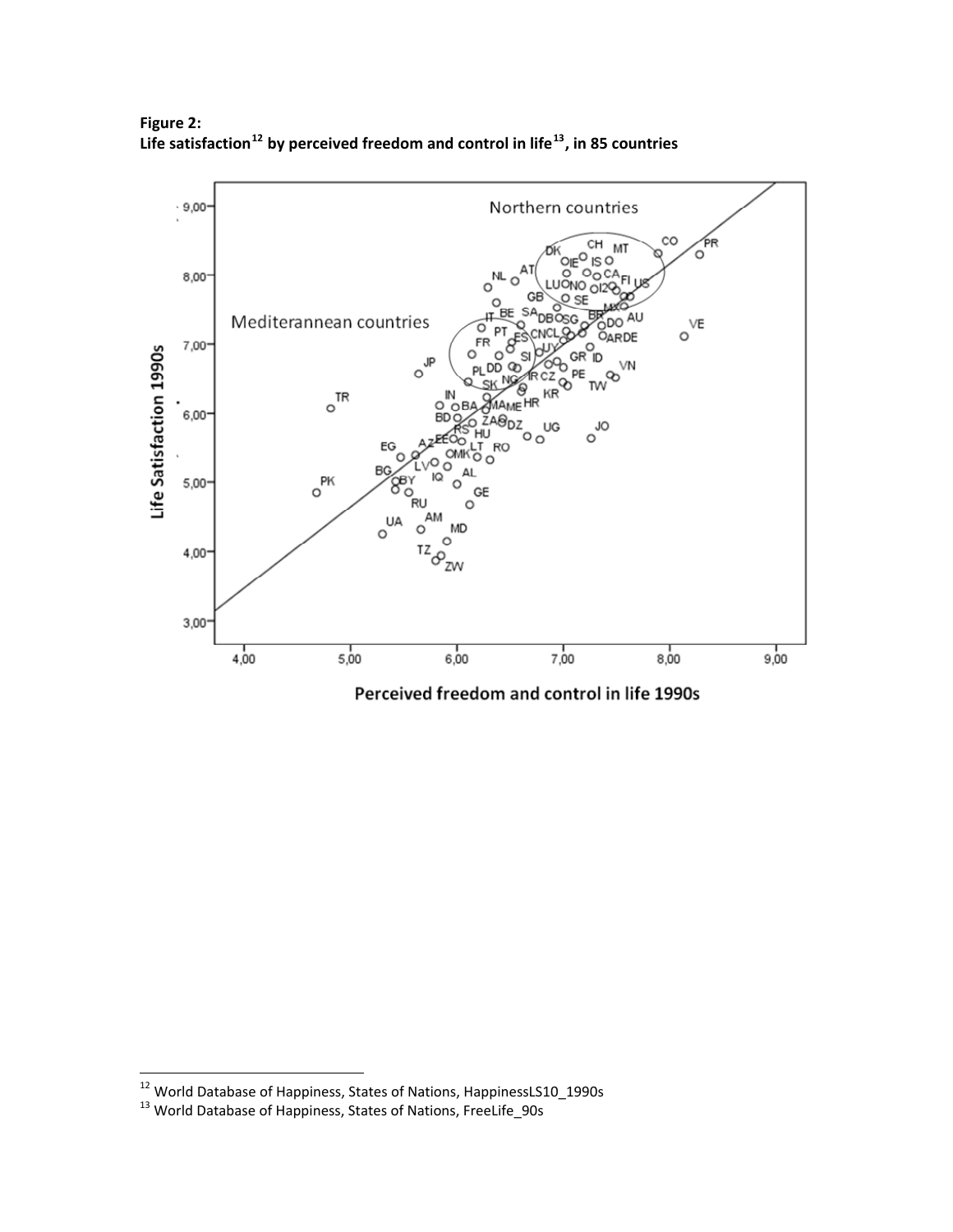**Figure 2:**
**Life satisfaction[12] by perceived freedom and control in life[13], in 85 countries**

[12] World Database of Happiness, States of Nations, HappinessLS10_1990s

[13] World Database of Happiness, States of Nations, FreeLife_90s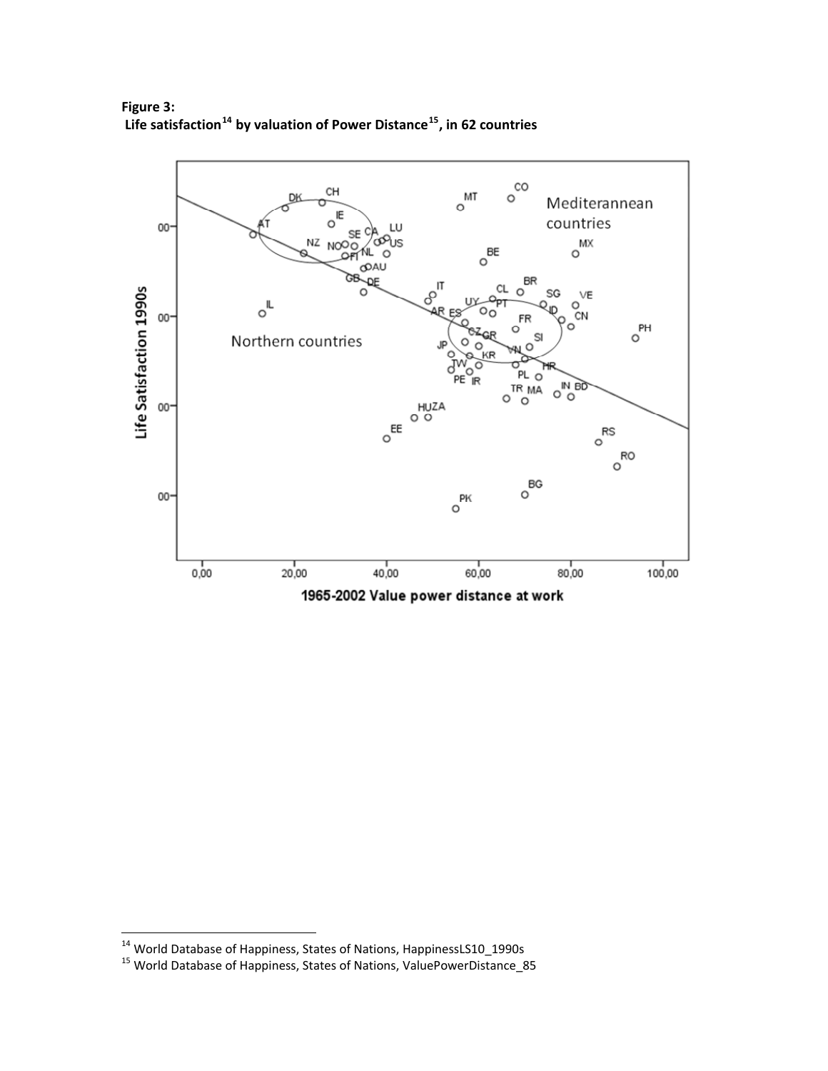**Figure 3:**
**Life satisfaction[14] by valuation of Power Distance[15], in 62 countries**

Mediterannean countries

Northern countries

Life Satisfaction 1990s

00
00
00
00

0,00
20,00
40,00
60,00
80,00
100,00

1965-2002 Value power distance at work

DK CH IE AT SE CA LU NZ NO NL US FI AU GB DE IL MT CO MX BE IT CL BR SG VE UY PT ID AR ES FR CN CZ GR SI PH JP KR TW VN HR PL PE IR TR MA IN BD HU ZA EE RS RO BG PK

---

[14] World Database of Happiness, States of Nations, HappinessLS10_1990s

[15] World Database of Happiness, States of Nations, ValuePowerDistance_85